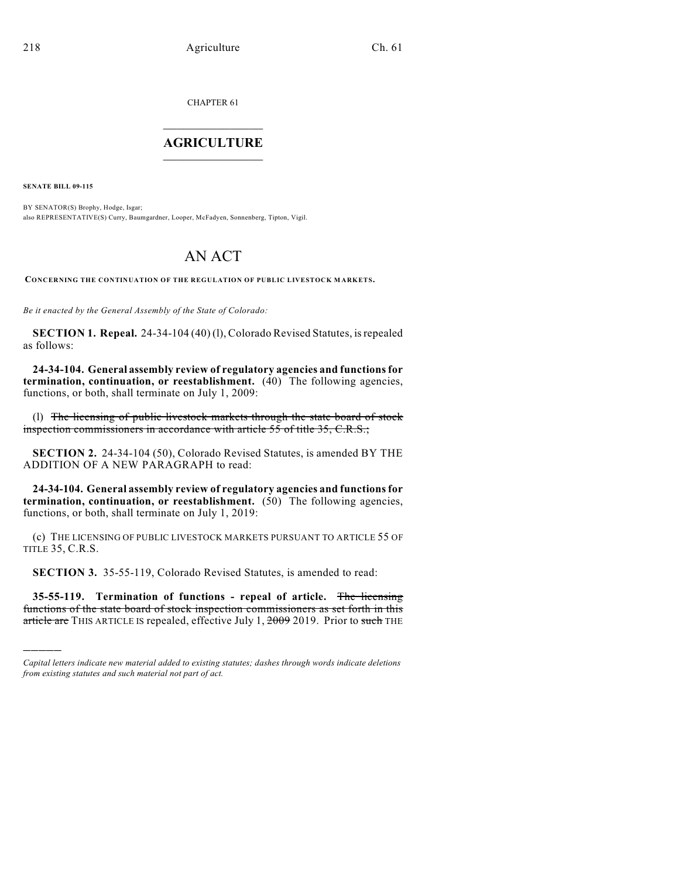CHAPTER 61

# AGRICULTURE

**SENATE BILL 09-115**

BY SENATOR(S) Brophy, Hodge, Isgar;
also REPRESENTATIVE(S) Curry, Baumgardner, Looper, McFadyen, Sonnenberg, Tipton, Vigil.

# AN ACT

**CONCERNING THE CONTINUATION OF THE REGULATION OF PUBLIC LIVESTOCK MARKETS.**

*Be it enacted by the General Assembly of the State of Colorado:*

**SECTION 1. Repeal.** 24-34-104 (40) (l), Colorado Revised Statutes, is repealed as follows:

**24-34-104. General assembly review of regulatory agencies and functions for termination, continuation, or reestablishment.** (40) The following agencies, functions, or both, shall terminate on July 1, 2009:

(l) ~~The licensing of public livestock markets through the state board of stock inspection commissioners in accordance with article 55 of title 35, C.R.S.;~~

**SECTION 2.** 24-34-104 (50), Colorado Revised Statutes, is amended BY THE ADDITION OF A NEW PARAGRAPH to read:

**24-34-104. General assembly review of regulatory agencies and functions for termination, continuation, or reestablishment.** (50) The following agencies, functions, or both, shall terminate on July 1, 2019:

(c) THE LICENSING OF PUBLIC LIVESTOCK MARKETS PURSUANT TO ARTICLE 55 OF TITLE 35, C.R.S.

**SECTION 3.** 35-55-119, Colorado Revised Statutes, is amended to read:

**35-55-119. Termination of functions - repeal of article.** ~~The licensing functions of the state board of stock inspection commissioners as set forth in this article are~~ THIS ARTICLE IS repealed, effective July 1, ~~2009~~ 2019. Prior to ~~such~~ THE

---

*Capital letters indicate new material added to existing statutes; dashes through words indicate deletions from existing statutes and such material not part of act.*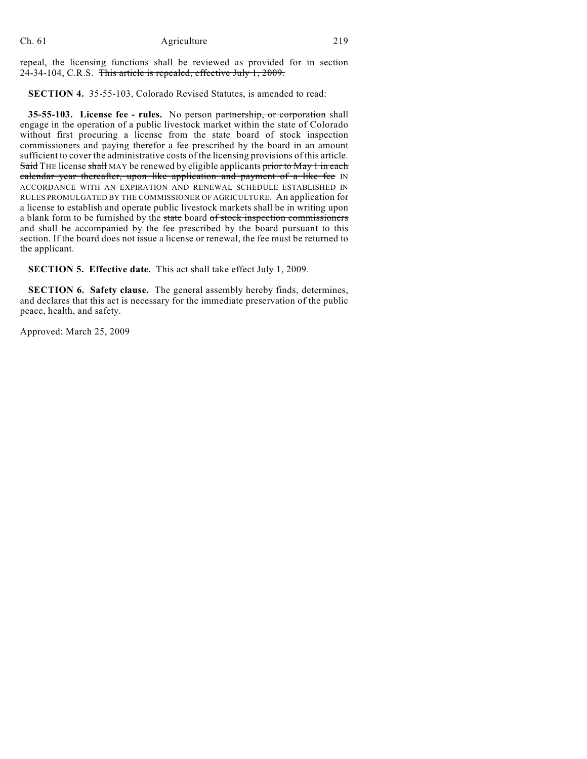repeal, the licensing functions shall be reviewed as provided for in section 24-34-104, C.R.S. ~~This article is repealed, effective July 1, 2009.~~

**SECTION 4.** 35-55-103, Colorado Revised Statutes, is amended to read:

**35-55-103. License fee - rules.** No person ~~partnership, or corporation~~ shall engage in the operation of a public livestock market within the state of Colorado without first procuring a license from the state board of stock inspection commissioners and paying ~~therefor~~ a fee prescribed by the board in an amount sufficient to cover the administrative costs of the licensing provisions of this article. ~~Said~~ THE license ~~shall~~ MAY be renewed by eligible applicants ~~prior to May 1 in each calendar year thereafter, upon like application and payment of a like fee~~ IN ACCORDANCE WITH AN EXPIRATION AND RENEWAL SCHEDULE ESTABLISHED IN RULES PROMULGATED BY THE COMMISSIONER OF AGRICULTURE. An application for a license to establish and operate public livestock markets shall be in writing upon a blank form to be furnished by the ~~state~~ board ~~of stock inspection commissioners~~ and shall be accompanied by the fee prescribed by the board pursuant to this section. If the board does not issue a license or renewal, the fee must be returned to the applicant.

**SECTION 5. Effective date.** This act shall take effect July 1, 2009.

**SECTION 6. Safety clause.** The general assembly hereby finds, determines, and declares that this act is necessary for the immediate preservation of the public peace, health, and safety.

Approved: March 25, 2009